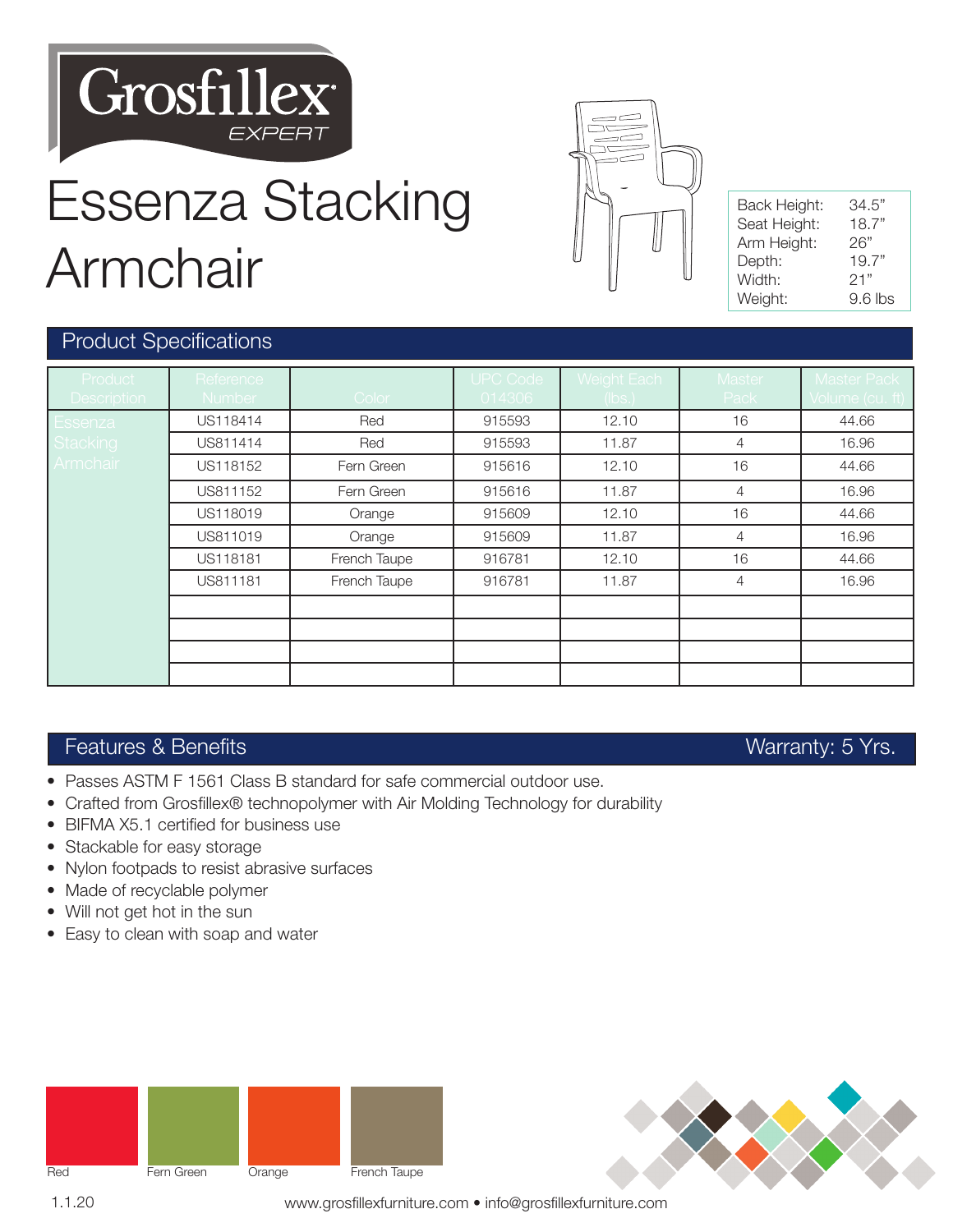Grosfillex EXPERT

# Essenza Stacking Armchair

| | |
|---|---|
| Back Height: | 34.5" |
| Seat Height: | 18.7" |
| Arm Height: | 26" |
| Depth: | 19.7" |
| Width: | 21" |
| Weight: | 9.6 lbs |

## Product Specifications

| Product Description | Reference Number | Color | UPC Code 014306 | Weight Each (lbs.) | Master Pack | Master Pack Volume (cu. ft) |
|---|---|---|---|---|---|---|
| Essenza Stacking Armchair | US118414 | Red | 915593 | 12.10 | 16 | 44.66 |
| | US811414 | Red | 915593 | 11.87 | 4 | 16.96 |
| | US118152 | Fern Green | 915616 | 12.10 | 16 | 44.66 |
| | US811152 | Fern Green | 915616 | 11.87 | 4 | 16.96 |
| | US118019 | Orange | 915609 | 12.10 | 16 | 44.66 |
| | US811019 | Orange | 915609 | 11.87 | 4 | 16.96 |
| | US118181 | French Taupe | 916781 | 12.10 | 16 | 44.66 |
| | US811181 | French Taupe | 916781 | 11.87 | 4 | 16.96 |

## Features & Benefits

Warranty: 5 Yrs.

- Passes ASTM F 1561 Class B standard for safe commercial outdoor use.
- Crafted from Grosfillex® technopolymer with Air Molding Technology for durability
- BIFMA X5.1 certified for business use
- Stackable for easy storage
- Nylon footpads to resist abrasive surfaces
- Made of recyclable polymer
- Will not get hot in the sun
- Easy to clean with soap and water

Red Fern Green Orange French Taupe

1.1.20

www.grosfillexfurniture.com • info@grosfillexfurniture.com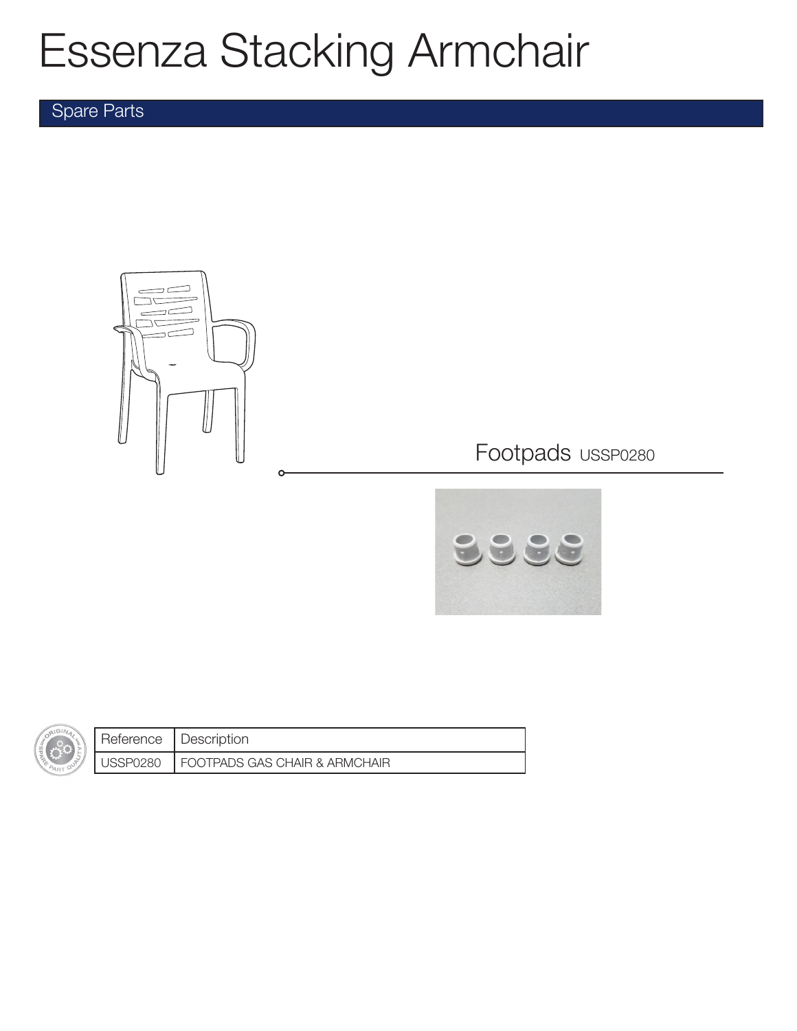# Essenza Stacking Armchair

## Spare Parts

Footpads USSP0280

| Reference | Description |
| --- | --- |
| USSP0280 | FOOTPADS GAS CHAIR & ARMCHAIR |